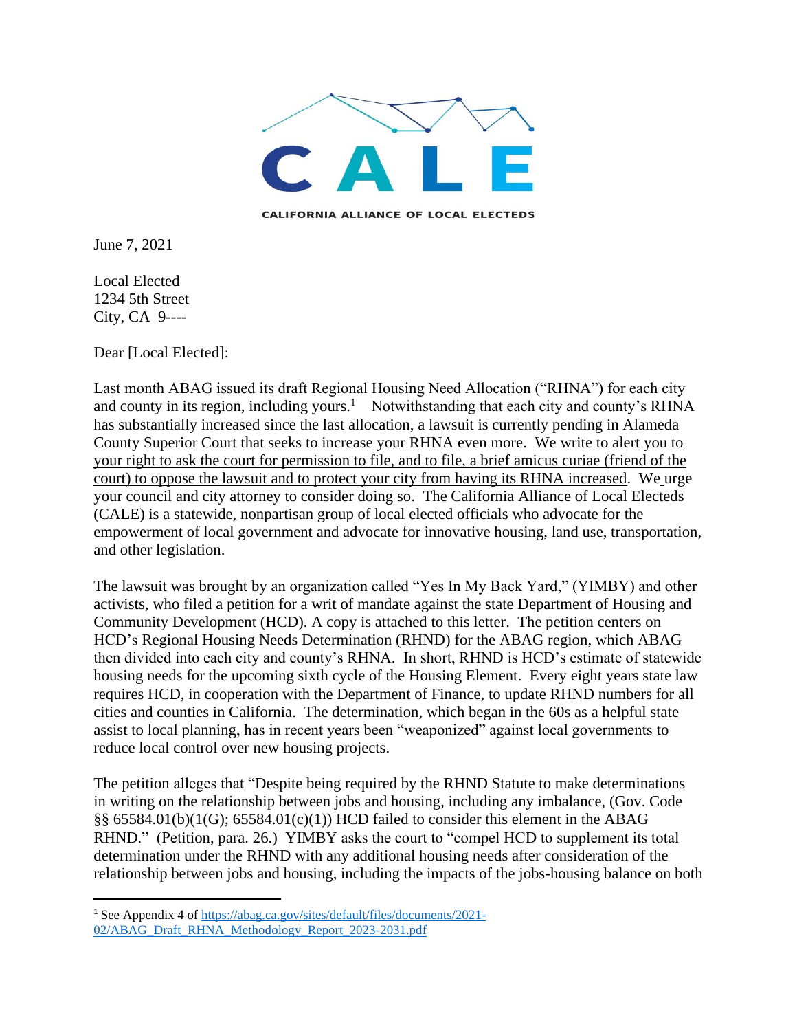# CALE

CALIFORNIA ALLIANCE OF LOCAL ELECTEDS

June 7, 2021

Local Elected
1234 5th Street
City, CA 9----

Dear [Local Elected]:

Last month ABAG issued its draft Regional Housing Need Allocation ("RHNA") for each city and county in its region, including yours.[1] Notwithstanding that each city and county's RHNA has substantially increased since the last allocation, a lawsuit is currently pending in Alameda County Superior Court that seeks to increase your RHNA even more. We write to alert you to your right to ask the court for permission to file, and to file, a brief amicus curiae (friend of the court) to oppose the lawsuit and to protect your city from having its RHNA increased. We urge your council and city attorney to consider doing so. The California Alliance of Local Electeds (CALE) is a statewide, nonpartisan group of local elected officials who advocate for the empowerment of local government and advocate for innovative housing, land use, transportation, and other legislation.

The lawsuit was brought by an organization called "Yes In My Back Yard," (YIMBY) and other activists, who filed a petition for a writ of mandate against the state Department of Housing and Community Development (HCD). A copy is attached to this letter. The petition centers on HCD's Regional Housing Needs Determination (RHND) for the ABAG region, which ABAG then divided into each city and county's RHNA. In short, RHND is HCD's estimate of statewide housing needs for the upcoming sixth cycle of the Housing Element. Every eight years state law requires HCD, in cooperation with the Department of Finance, to update RHND numbers for all cities and counties in California. The determination, which began in the 60s as a helpful state assist to local planning, has in recent years been "weaponized" against local governments to reduce local control over new housing projects.

The petition alleges that "Despite being required by the RHND Statute to make determinations in writing on the relationship between jobs and housing, including any imbalance, (Gov. Code §§ 65584.01(b)(1(G); 65584.01(c)(1)) HCD failed to consider this element in the ABAG RHND." (Petition, para. 26.) YIMBY asks the court to "compel HCD to supplement its total determination under the RHND with any additional housing needs after consideration of the relationship between jobs and housing, including the impacts of the jobs-housing balance on both

---

[1] See Appendix 4 of https://abag.ca.gov/sites/default/files/documents/2021-02/ABAG_Draft_RHNA_Methodology_Report_2023-2031.pdf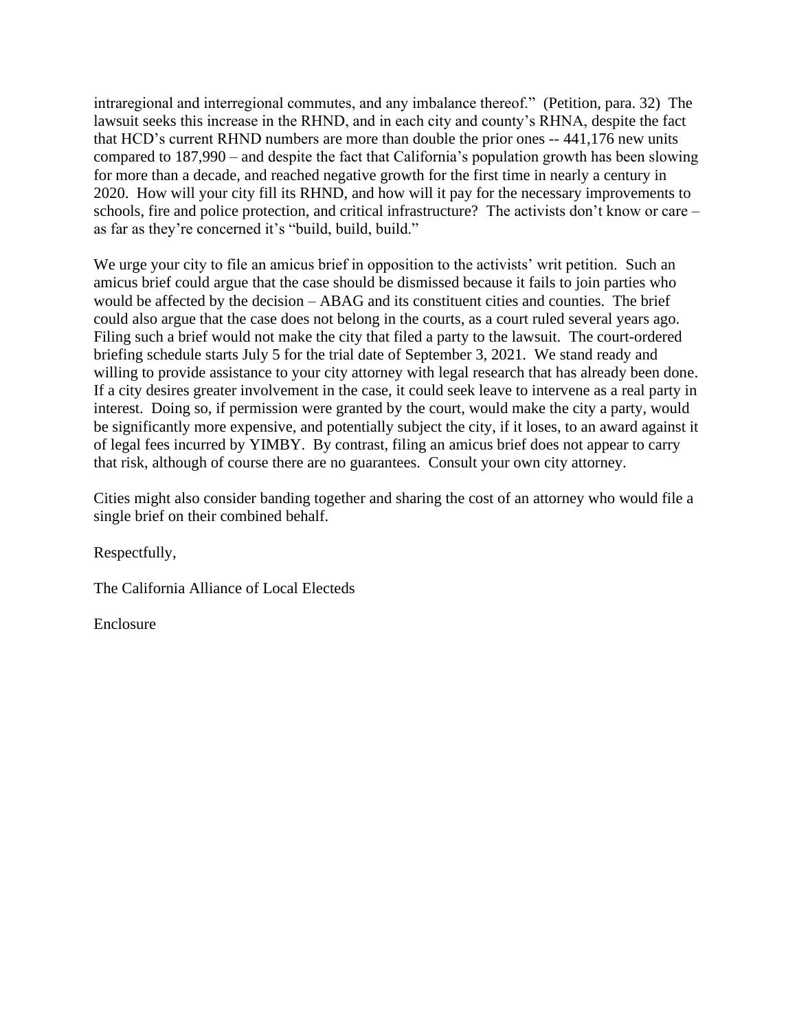intraregional and interregional commutes, and any imbalance thereof." (Petition, para. 32) The lawsuit seeks this increase in the RHND, and in each city and county's RHNA, despite the fact that HCD's current RHND numbers are more than double the prior ones -- 441,176 new units compared to 187,990 – and despite the fact that California's population growth has been slowing for more than a decade, and reached negative growth for the first time in nearly a century in 2020. How will your city fill its RHND, and how will it pay for the necessary improvements to schools, fire and police protection, and critical infrastructure? The activists don't know or care – as far as they're concerned it's "build, build, build."

We urge your city to file an amicus brief in opposition to the activists' writ petition. Such an amicus brief could argue that the case should be dismissed because it fails to join parties who would be affected by the decision – ABAG and its constituent cities and counties. The brief could also argue that the case does not belong in the courts, as a court ruled several years ago. Filing such a brief would not make the city that filed a party to the lawsuit. The court-ordered briefing schedule starts July 5 for the trial date of September 3, 2021. We stand ready and willing to provide assistance to your city attorney with legal research that has already been done. If a city desires greater involvement in the case, it could seek leave to intervene as a real party in interest. Doing so, if permission were granted by the court, would make the city a party, would be significantly more expensive, and potentially subject the city, if it loses, to an award against it of legal fees incurred by YIMBY. By contrast, filing an amicus brief does not appear to carry that risk, although of course there are no guarantees. Consult your own city attorney.

Cities might also consider banding together and sharing the cost of an attorney who would file a single brief on their combined behalf.

Respectfully,

The California Alliance of Local Electeds

Enclosure